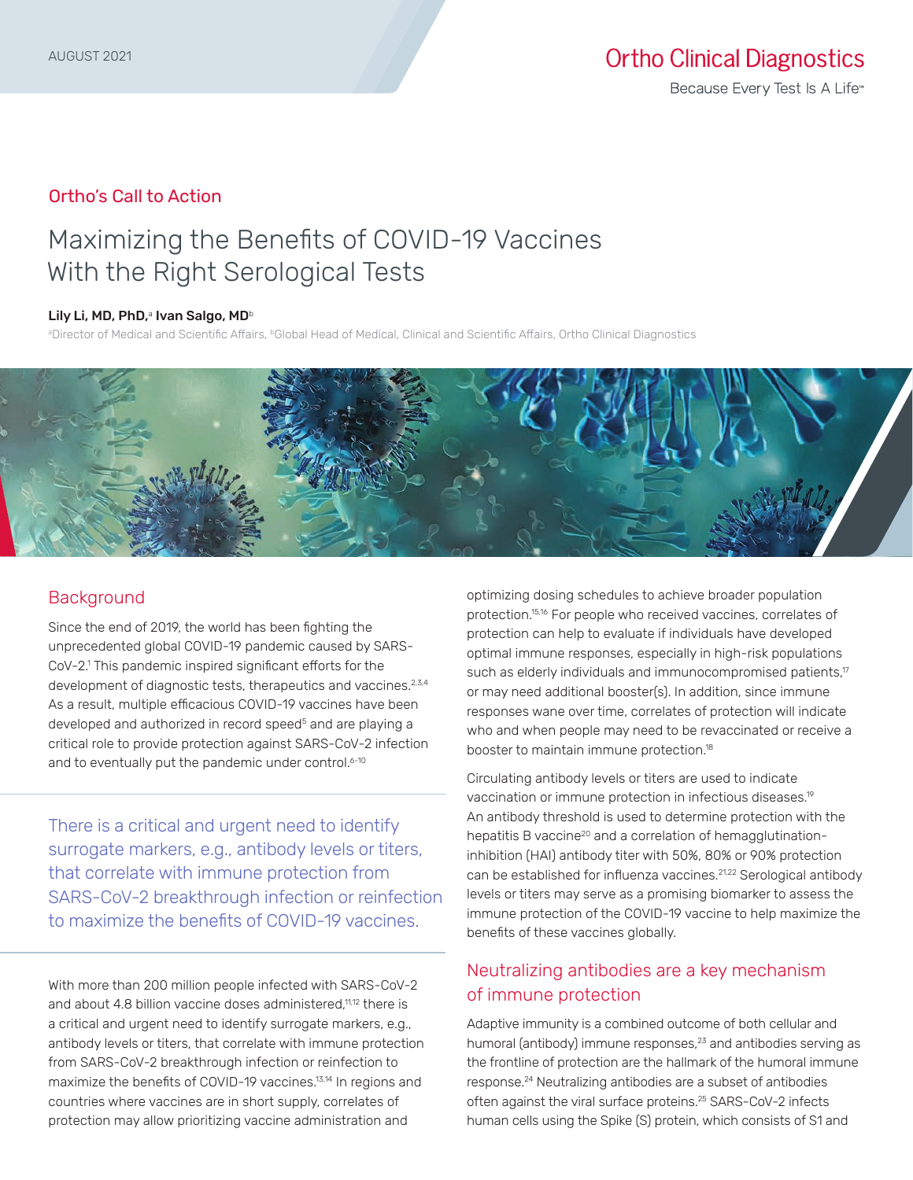AUGUST 2021

Ortho Clinical Diagnostics

Because Every Test Is A Life™

Ortho's Call to Action

# Maximizing the Benefits of COVID-19 Vaccines With the Right Serological Tests

**Lily Li, MD, PhD,[a] Ivan Salgo, MD[b]**

[a]Director of Medical and Scientific Affairs, [b]Global Head of Medical, Clinical and Scientific Affairs, Ortho Clinical Diagnostics

## Background

Since the end of 2019, the world has been fighting the unprecedented global COVID-19 pandemic caused by SARS-CoV-2.[1] This pandemic inspired significant efforts for the development of diagnostic tests, therapeutics and vaccines.[2,3,4] As a result, multiple efficacious COVID-19 vaccines have been developed and authorized in record speed[5] and are playing a critical role to provide protection against SARS-CoV-2 infection and to eventually put the pandemic under control.[6-10]

> There is a critical and urgent need to identify surrogate markers, e.g., antibody levels or titers, that correlate with immune protection from SARS-CoV-2 breakthrough infection or reinfection to maximize the benefits of COVID-19 vaccines.

With more than 200 million people infected with SARS-CoV-2 and about 4.8 billion vaccine doses administered,[11,12] there is a critical and urgent need to identify surrogate markers, e.g., antibody levels or titers, that correlate with immune protection from SARS-CoV-2 breakthrough infection or reinfection to maximize the benefits of COVID-19 vaccines.[13,14] In regions and countries where vaccines are in short supply, correlates of protection may allow prioritizing vaccine administration and optimizing dosing schedules to achieve broader population protection.[15,16] For people who received vaccines, correlates of protection can help to evaluate if individuals have developed optimal immune responses, especially in high-risk populations such as elderly individuals and immunocompromised patients,[17] or may need additional booster(s). In addition, since immune responses wane over time, correlates of protection will indicate who and when people may need to be revaccinated or receive a booster to maintain immune protection.[18]

Circulating antibody levels or titers are used to indicate vaccination or immune protection in infectious diseases.[19] An antibody threshold is used to determine protection with the hepatitis B vaccine[20] and a correlation of hemagglutination-inhibition (HAI) antibody titer with 50%, 80% or 90% protection can be established for influenza vaccines.[21,22] Serological antibody levels or titers may serve as a promising biomarker to assess the immune protection of the COVID-19 vaccine to help maximize the benefits of these vaccines globally.

## Neutralizing antibodies are a key mechanism of immune protection

Adaptive immunity is a combined outcome of both cellular and humoral (antibody) immune responses,[23] and antibodies serving as the frontline of protection are the hallmark of the humoral immune response.[24] Neutralizing antibodies are a subset of antibodies often against the viral surface proteins.[25] SARS-CoV-2 infects human cells using the Spike (S) protein, which consists of S1 and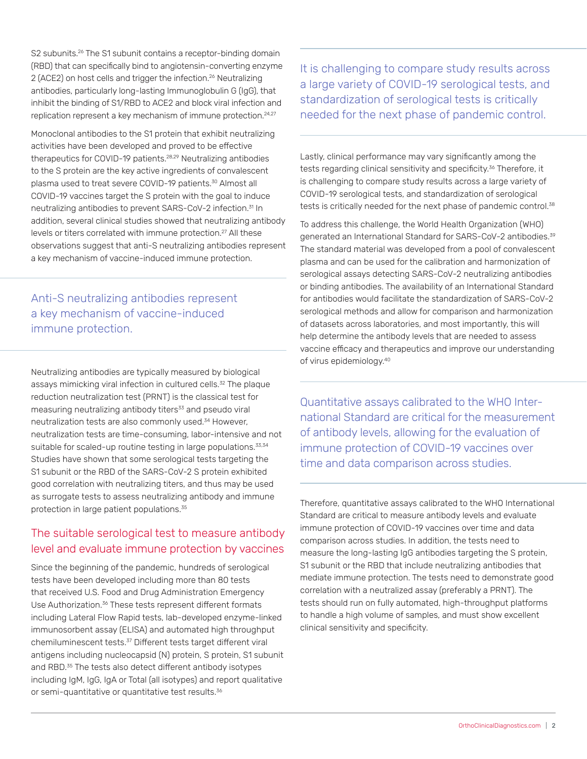S2 subunits.[26] The S1 subunit contains a receptor-binding domain (RBD) that can specifically bind to angiotensin-converting enzyme 2 (ACE2) on host cells and trigger the infection.[26] Neutralizing antibodies, particularly long-lasting Immunoglobulin G (IgG), that inhibit the binding of S1/RBD to ACE2 and block viral infection and replication represent a key mechanism of immune protection.[24,27]

Monoclonal antibodies to the S1 protein that exhibit neutralizing activities have been developed and proved to be effective therapeutics for COVID-19 patients.[28,29] Neutralizing antibodies to the S protein are the key active ingredients of convalescent plasma used to treat severe COVID-19 patients.[30] Almost all COVID-19 vaccines target the S protein with the goal to induce neutralizing antibodies to prevent SARS-CoV-2 infection.[31] In addition, several clinical studies showed that neutralizing antibody levels or titers correlated with immune protection.[27] All these observations suggest that anti-S neutralizing antibodies represent a key mechanism of vaccine-induced immune protection.

> Anti-S neutralizing antibodies represent a key mechanism of vaccine-induced immune protection.

Neutralizing antibodies are typically measured by biological assays mimicking viral infection in cultured cells.[32] The plaque reduction neutralization test (PRNT) is the classical test for measuring neutralizing antibody titers[33] and pseudo viral neutralization tests are also commonly used.[34] However, neutralization tests are time-consuming, labor-intensive and not suitable for scaled-up routine testing in large populations.[33,34] Studies have shown that some serological tests targeting the S1 subunit or the RBD of the SARS-CoV-2 S protein exhibited good correlation with neutralizing titers, and thus may be used as surrogate tests to assess neutralizing antibody and immune protection in large patient populations.[35]

## The suitable serological test to measure antibody level and evaluate immune protection by vaccines

Since the beginning of the pandemic, hundreds of serological tests have been developed including more than 80 tests that received U.S. Food and Drug Administration Emergency Use Authorization.[36] These tests represent different formats including Lateral Flow Rapid tests, lab-developed enzyme-linked immunosorbent assay (ELISA) and automated high throughput chemiluminescent tests.[37] Different tests target different viral antigens including nucleocapsid (N) protein, S protein, S1 subunit and RBD.[35] The tests also detect different antibody isotypes including IgM, IgG, IgA or Total (all isotypes) and report qualitative or semi-quantitative or quantitative test results.[36]

> It is challenging to compare study results across a large variety of COVID-19 serological tests, and standardization of serological tests is critically needed for the next phase of pandemic control.

Lastly, clinical performance may vary significantly among the tests regarding clinical sensitivity and specificity.[36] Therefore, it is challenging to compare study results across a large variety of COVID-19 serological tests, and standardization of serological tests is critically needed for the next phase of pandemic control.[38]

To address this challenge, the World Health Organization (WHO) generated an International Standard for SARS-CoV-2 antibodies.[39] The standard material was developed from a pool of convalescent plasma and can be used for the calibration and harmonization of serological assays detecting SARS-CoV-2 neutralizing antibodies or binding antibodies. The availability of an International Standard for antibodies would facilitate the standardization of SARS-CoV-2 serological methods and allow for comparison and harmonization of datasets across laboratories, and most importantly, this will help determine the antibody levels that are needed to assess vaccine efficacy and therapeutics and improve our understanding of virus epidemiology.[40]

> Quantitative assays calibrated to the WHO International Standard are critical for the measurement of antibody levels, allowing for the evaluation of immune protection of COVID-19 vaccines over time and data comparison across studies.

Therefore, quantitative assays calibrated to the WHO International Standard are critical to measure antibody levels and evaluate immune protection of COVID-19 vaccines over time and data comparison across studies. In addition, the tests need to measure the long-lasting IgG antibodies targeting the S protein, S1 subunit or the RBD that include neutralizing antibodies that mediate immune protection. The tests need to demonstrate good correlation with a neutralized assay (preferably a PRNT). The tests should run on fully automated, high-throughput platforms to handle a high volume of samples, and must show excellent clinical sensitivity and specificity.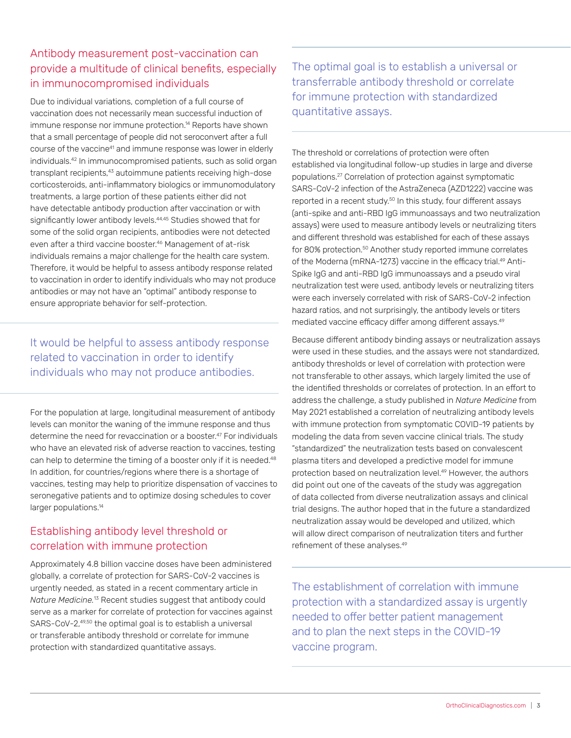## Antibody measurement post-vaccination can provide a multitude of clinical benefits, especially in immunocompromised individuals

Due to individual variations, completion of a full course of vaccination does not necessarily mean successful induction of immune response nor immune protection.[14] Reports have shown that a small percentage of people did not seroconvert after a full course of the vaccine[41] and immune response was lower in elderly individuals.[42] In immunocompromised patients, such as solid organ transplant recipients,[43] autoimmune patients receiving high-dose corticosteroids, anti-inflammatory biologics or immunomodulatory treatments, a large portion of these patients either did not have detectable antibody production after vaccination or with significantly lower antibody levels.[44,45] Studies showed that for some of the solid organ recipients, antibodies were not detected even after a third vaccine booster.[46] Management of at-risk individuals remains a major challenge for the health care system. Therefore, it would be helpful to assess antibody response related to vaccination in order to identify individuals who may not produce antibodies or may not have an "optimal" antibody response to ensure appropriate behavior for self-protection.

> It would be helpful to assess antibody response related to vaccination in order to identify individuals who may not produce antibodies.

For the population at large, longitudinal measurement of antibody levels can monitor the waning of the immune response and thus determine the need for revaccination or a booster.[47] For individuals who have an elevated risk of adverse reaction to vaccines, testing can help to determine the timing of a booster only if it is needed.[48] In addition, for countries/regions where there is a shortage of vaccines, testing may help to prioritize dispensation of vaccines to seronegative patients and to optimize dosing schedules to cover larger populations.[14]

## Establishing antibody level threshold or correlation with immune protection

Approximately 4.8 billion vaccine doses have been administered globally, a correlate of protection for SARS-CoV-2 vaccines is urgently needed, as stated in a recent commentary article in *Nature Medicine*.[13] Recent studies suggest that antibody could serve as a marker for correlate of protection for vaccines against SARS-CoV-2,[49,50] the optimal goal is to establish a universal or transferable antibody threshold or correlate for immune protection with standardized quantitative assays.

> The optimal goal is to establish a universal or transferrable antibody threshold or correlate for immune protection with standardized quantitative assays.

The threshold or correlations of protection were often established via longitudinal follow-up studies in large and diverse populations.[27] Correlation of protection against symptomatic SARS-CoV-2 infection of the AstraZeneca (AZD1222) vaccine was reported in a recent study.[50] In this study, four different assays (anti-spike and anti-RBD IgG immunoassays and two neutralization assays) were used to measure antibody levels or neutralizing titers and different threshold was established for each of these assays for 80% protection.[50] Another study reported immune correlates of the Moderna (mRNA-1273) vaccine in the efficacy trial.[49] Anti-Spike IgG and anti-RBD IgG immunoassays and a pseudo viral neutralization test were used, antibody levels or neutralizing titers were each inversely correlated with risk of SARS-CoV-2 infection hazard ratios, and not surprisingly, the antibody levels or titers mediated vaccine efficacy differ among different assays.[49]

Because different antibody binding assays or neutralization assays were used in these studies, and the assays were not standardized, antibody thresholds or level of correlation with protection were not transferable to other assays, which largely limited the use of the identified thresholds or correlates of protection. In an effort to address the challenge, a study published in *Nature Medicine* from May 2021 established a correlation of neutralizing antibody levels with immune protection from symptomatic COVID-19 patients by modeling the data from seven vaccine clinical trials. The study "standardized" the neutralization tests based on convalescent plasma titers and developed a predictive model for immune protection based on neutralization level.[49] However, the authors did point out one of the caveats of the study was aggregation of data collected from diverse neutralization assays and clinical trial designs. The author hoped that in the future a standardized neutralization assay would be developed and utilized, which will allow direct comparison of neutralization titers and further refinement of these analyses.[49]

> The establishment of correlation with immune protection with a standardized assay is urgently needed to offer better patient management and to plan the next steps in the COVID-19 vaccine program.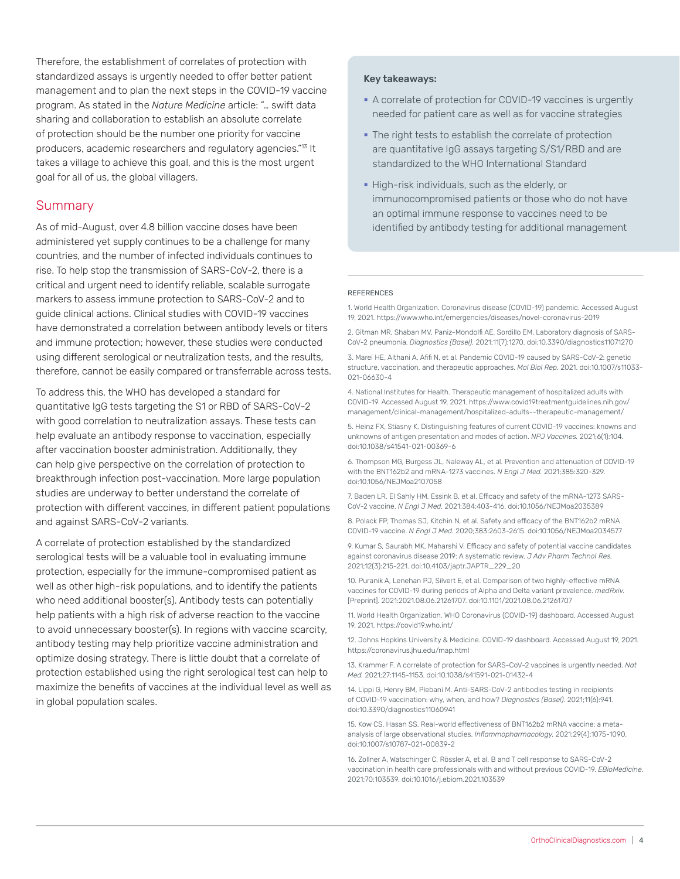Therefore, the establishment of correlates of protection with standardized assays is urgently needed to offer better patient management and to plan the next steps in the COVID-19 vaccine program. As stated in the *Nature Medicine* article: "… swift data sharing and collaboration to establish an absolute correlate of protection should be the number one priority for vaccine producers, academic researchers and regulatory agencies."[13] It takes a village to achieve this goal, and this is the most urgent goal for all of us, the global villagers.

## Summary

As of mid-August, over 4.8 billion vaccine doses have been administered yet supply continues to be a challenge for many countries, and the number of infected individuals continues to rise. To help stop the transmission of SARS-CoV-2, there is a critical and urgent need to identify reliable, scalable surrogate markers to assess immune protection to SARS-CoV-2 and to guide clinical actions. Clinical studies with COVID-19 vaccines have demonstrated a correlation between antibody levels or titers and immune protection; however, these studies were conducted using different serological or neutralization tests, and the results, therefore, cannot be easily compared or transferrable across tests.

To address this, the WHO has developed a standard for quantitative IgG tests targeting the S1 or RBD of SARS-CoV-2 with good correlation to neutralization assays. These tests can help evaluate an antibody response to vaccination, especially after vaccination booster administration. Additionally, they can help give perspective on the correlation of protection to breakthrough infection post-vaccination. More large population studies are underway to better understand the correlate of protection with different vaccines, in different patient populations and against SARS-CoV-2 variants.

A correlate of protection established by the standardized serological tests will be a valuable tool in evaluating immune protection, especially for the immune-compromised patient as well as other high-risk populations, and to identify the patients who need additional booster(s). Antibody tests can potentially help patients with a high risk of adverse reaction to the vaccine to avoid unnecessary booster(s). In regions with vaccine scarcity, antibody testing may help prioritize vaccine administration and optimize dosing strategy. There is little doubt that a correlate of protection established using the right serological test can help to maximize the benefits of vaccines at the individual level as well as in global population scales.

**Key takeaways:**

- A correlate of protection for COVID-19 vaccines is urgently needed for patient care as well as for vaccine strategies
- The right tests to establish the correlate of protection are quantitative IgG assays targeting S/S1/RBD and are standardized to the WHO International Standard
- High-risk individuals, such as the elderly, or immunocompromised patients or those who do not have an optimal immune response to vaccines need to be identified by antibody testing for additional management

REFERENCES

1. World Health Organization. Coronavirus disease (COVID-19) pandemic. Accessed August 19, 2021. https://www.who.int/emergencies/diseases/novel-coronavirus-2019

2. Gitman MR, Shaban MV, Paniz-Mondolfi AE, Sordillo EM. Laboratory diagnosis of SARS-CoV-2 pneumonia. *Diagnostics (Basel)*. 2021;11(7):1270. doi:10.3390/diagnostics11071270

3. Marei HE, Althani A, Afifi N, et al. Pandemic COVID-19 caused by SARS-CoV-2: genetic structure, vaccination, and therapeutic approaches. *Mol Biol Rep.* 2021. doi:10.1007/s11033-021-06630-4

4. National Institutes for Health. Therapeutic management of hospitalized adults with COVID-19. Accessed August 19, 2021. https://www.covid19treatmentguidelines.nih.gov/management/clinical-management/hospitalized-adults--therapeutic-management/

5. Heinz FX, Stiasny K. Distinguishing features of current COVID-19 vaccines: knowns and unknowns of antigen presentation and modes of action. *NPJ Vaccines.* 2021;6(1):104. doi:10.1038/s41541-021-00369-6

6. Thompson MG, Burgess JL, Naleway AL, et al. Prevention and attenuation of COVID-19 with the BNT162b2 and mRNA-1273 vaccines. *N Engl J Med.* 2021;385:320-329. doi:10.1056/NEJMoa2107058

7. Baden LR, El Sahly HM, Essink B, et al. Efficacy and safety of the mRNA-1273 SARS-CoV-2 vaccine. *N Engl J Med.* 2021;384:403-416. doi:10.1056/NEJMoa2035389

8. Polack FP, Thomas SJ, Kitchin N, et al. Safety and efficacy of the BNT162b2 mRNA COVID-19 vaccine. *N Engl J Med.* 2020;383:2603-2615. doi:10.1056/NEJMoa2034577

9. Kumar S, Saurabh MK, Maharshi V. Efficacy and safety of potential vaccine candidates against coronavirus disease 2019: A systematic review. *J Adv Pharm Technol Res.* 2021;12(3):215-221. doi:10.4103/japtr.JAPTR_229_20

10. Puranik A, Lenehan PJ, Silvert E, et al. Comparison of two highly-effective mRNA vaccines for COVID-19 during periods of Alpha and Delta variant prevalence. *medRxiv.* [Preprint]. 2021:2021.08.06.21261707. doi:10.1101/2021.08.06.21261707

11. World Health Organization. WHO Coronavirus (COVID-19) dashboard. Accessed August 19, 2021. https://covid19.who.int/

12. Johns Hopkins University & Medicine. COVID-19 dashboard. Accessed August 19, 2021. https://coronavirus.jhu.edu/map.html

13. Krammer F. A correlate of protection for SARS-CoV-2 vaccines is urgently needed. *Nat Med.* 2021;27:1145-1153. doi:10.1038/s41591-021-01432-4

14. Lippi G, Henry BM, Plebani M. Anti-SARS-CoV-2 antibodies testing in recipients of COVID-19 vaccination: why, when, and how? *Diagnostics (Basel).* 2021;11(6):941. doi:10.3390/diagnostics11060941

15. Kow CS, Hasan SS. Real-world effectiveness of BNT162b2 mRNA vaccine: a meta-analysis of large observational studies. *Inflammopharmacology.* 2021;29(4):1075-1090. doi:10.1007/s10787-021-00839-2

16. Zollner A, Watschinger C, Rössler A, et al. B and T cell response to SARS-CoV-2 vaccination in health care professionals with and without previous COVID-19. *EBioMedicine.* 2021;70:103539. doi:10.1016/j.ebiom.2021.103539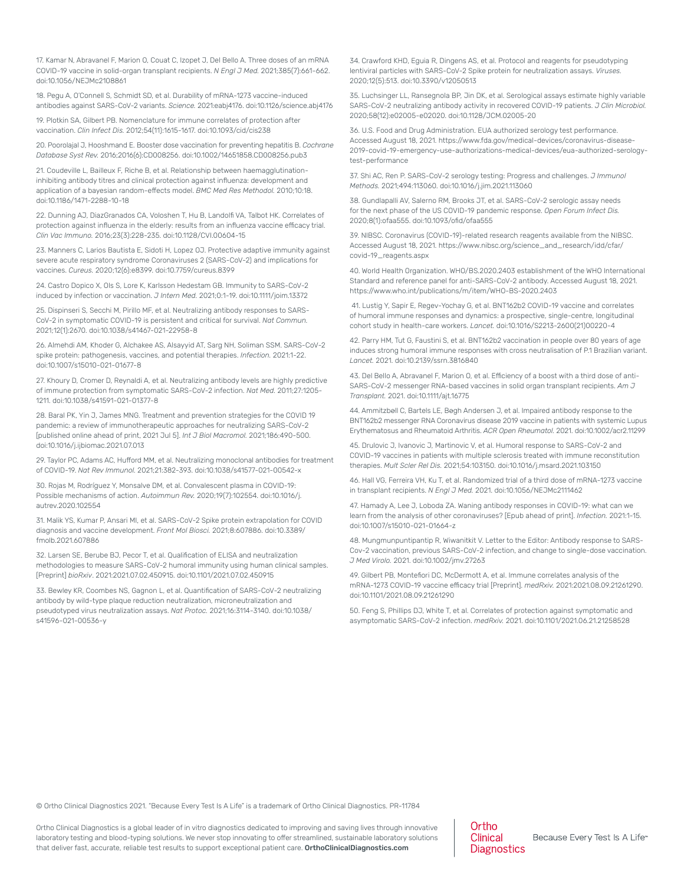17. Kamar N, Abravanel F, Marion O, Couat C, Izopet J, Del Bello A. Three doses of an mRNA COVID-19 vaccine in solid-organ transplant recipients. *N Engl J Med.* 2021;385(7):661-662. doi:10.1056/NEJMc2108861

18. Pegu A, O'Connell S, Schmidt SD, et al. Durability of mRNA-1273 vaccine-induced antibodies against SARS-CoV-2 variants. *Science.* 2021:eabj4176. doi:10.1126/science.abj4176

19. Plotkin SA, Gilbert PB. Nomenclature for immune correlates of protection after vaccination. *Clin Infect Dis.* 2012;54(11):1615-1617. doi:10.1093/cid/cis238

20. Poorolajal J, Hooshmand E. Booster dose vaccination for preventing hepatitis B. *Cochrane Database Syst Rev.* 2016;2016(6):CD008256. doi:10.1002/14651858.CD008256.pub3

21. Coudeville L, Bailleux F, Riche B, et al. Relationship between haemagglutination-inhibiting antibody titres and clinical protection against influenza: development and application of a bayesian random-effects model. *BMC Med Res Methodol.* 2010;10:18. doi:10.1186/1471-2288-10-18

22. Dunning AJ, DiazGranados CA, Voloshen T, Hu B, Landolfi VA, Talbot HK. Correlates of protection against influenza in the elderly: results from an influenza vaccine efficacy trial. *Clin Vac Immuno.* 2016;23(3):228-235. doi:10.1128/CVI.00604-15

23. Manners C, Larios Bautista E, Sidoti H, Lopez OJ. Protective adaptive immunity against severe acute respiratory syndrome Coronaviruses 2 (SARS-CoV-2) and implications for vaccines. *Cureus.* 2020;12(6):e8399. doi:10.7759/cureus.8399

24. Castro Dopico X, Ols S, Lore K, Karlsson Hedestam GB. Immunity to SARS-CoV-2 induced by infection or vaccination. *J Intern Med.* 2021;0:1-19. doi:10.1111/joim.13372

25. Dispinseri S, Secchi M, Pirillo MF, et al. Neutralizing antibody responses to SARS-CoV-2 in symptomatic COVID-19 is persistent and critical for survival. *Nat Commun.* 2021;12(1):2670. doi:10.1038/s41467-021-22958-8

26. Almehdi AM, Khoder G, Alchakee AS, Alsayyid AT, Sarg NH, Soliman SSM. SARS-CoV-2 spike protein: pathogenesis, vaccines, and potential therapies. *Infection.* 2021:1-22. doi:10.1007/s15010-021-01677-8

27. Khoury D, Cromer D, Reynaldi A, et al. Neutralizing antibody levels are highly predictive of immune protection from symptomatic SARS-CoV-2 infection. *Nat Med.* 2011;27:1205-1211. doi:10.1038/s41591-021-01377-8

28. Baral PK, Yin J, James MNG. Treatment and prevention strategies for the COVID 19 pandemic: a review of immunotherapeutic approaches for neutralizing SARS-CoV-2 [published online ahead of print, 2021 Jul 5]. *Int J Biol Macromol.* 2021;186:490-500. doi:10.1016/j.ijbiomac.2021.07.013

29. Taylor PC, Adams AC, Hufford MM, et al. Neutralizing monoclonal antibodies for treatment of COVID-19. *Nat Rev Immunol.* 2021;21:382-393. doi:10.1038/s41577-021-00542-x

30. Rojas M, Rodríguez Y, Monsalve DM, et al. Convalescent plasma in COVID-19: Possible mechanisms of action. *Autoimmun Rev.* 2020;19(7):102554. doi:10.1016/j.autrev.2020.102554

31. Malik YS, Kumar P, Ansari MI, et al. SARS-CoV-2 Spike protein extrapolation for COVID diagnosis and vaccine development. *Front Mol Biosci.* 2021;8:607886. doi:10.3389/fmolb.2021.607886

32. Larsen SE, Berube BJ, Pecor T, et al. Qualification of ELISA and neutralization methodologies to measure SARS-CoV-2 humoral immunity using human clinical samples. [Preprint] *bioRxiv*. 2021:2021.07.02.450915. doi:10.1101/2021.07.02.450915

33. Bewley KR, Coombes NS, Gagnon L, et al. Quantification of SARS-CoV-2 neutralizing antibody by wild-type plaque reduction neutralization, microneutralization and pseudotyped virus neutralization assays. *Nat Protoc.* 2021;16:3114-3140. doi:10.1038/s41596-021-00536-y

34. Crawford KHD, Eguia R, Dingens AS, et al. Protocol and reagents for pseudotyping lentiviral particles with SARS-CoV-2 Spike protein for neutralization assays. *Viruses.* 2020;12(5):513. doi:10.3390/v12050513

35. Luchsinger LL, Ransegnola BP, Jin DK, et al. Serological assays estimate highly variable SARS-CoV-2 neutralizing antibody activity in recovered COVID-19 patients. *J Clin Microbiol.* 2020;58(12):e02005-e02020. doi:10.1128/JCM.02005-20

36. U.S. Food and Drug Administration. EUA authorized serology test performance. Accessed August 18, 2021. https://www.fda.gov/medical-devices/coronavirus-disease-2019-covid-19-emergency-use-authorizations-medical-devices/eua-authorized-serology-test-performance

37. Shi AC, Ren P. SARS-CoV-2 serology testing: Progress and challenges. *J Immunol Methods.* 2021;494:113060. doi:10.1016/j.jim.2021.113060

38. Gundlapalli AV, Salerno RM, Brooks JT, et al. SARS-CoV-2 serologic assay needs for the next phase of the US COVID-19 pandemic response. *Open Forum Infect Dis.* 2020;8(1):ofaa555. doi:10.1093/ofid/ofaa555

39. NIBSC. Coronavirus (COVID-19)-related research reagents available from the NIBSC. Accessed August 18, 2021. https://www.nibsc.org/science_and_research/idd/cfar/covid-19_reagents.aspx

40. World Health Organization. WHO/BS.2020.2403 establishment of the WHO International Standard and reference panel for anti-SARS-CoV-2 antibody. Accessed August 18, 2021. https://www.who.int/publications/m/item/WHO-BS-2020.2403

41. Lustig Y, Sapir E, Regev-Yochay G, et al. BNT162b2 COVID-19 vaccine and correlates of humoral immune responses and dynamics: a prospective, single-centre, longitudinal cohort study in health-care workers. *Lancet.* doi:10.1016/S2213-2600(21)00220-4

42. Parry HM, Tut G, Faustini S, et al. BNT162b2 vaccination in people over 80 years of age induces strong humoral immune responses with cross neutralisation of P.1 Brazilian variant. *Lancet.* 2021. doi:10.2139/ssrn.3816840

43. Del Bello A, Abravanel F, Marion O, et al. Efficiency of a boost with a third dose of anti-SARS-CoV-2 messenger RNA-based vaccines in solid organ transplant recipients. *Am J Transplant.* 2021. doi:10.1111/ajt.16775

44. Ammitzbøll C, Bartels LE, Bøgh Andersen J, et al. Impaired antibody response to the BNT162b2 messenger RNA Coronavirus disease 2019 vaccine in patients with systemic Lupus Erythematosus and Rheumatoid Arthritis. *ACR Open Rheumatol.* 2021. doi:10.1002/acr2.11299

45. Drulovic J, Ivanovic J, Martinovic V, et al. Humoral response to SARS-CoV-2 and COVID-19 vaccines in patients with multiple sclerosis treated with immune reconstitution therapies. *Mult Scler Rel Dis.* 2021;54:103150. doi:10.1016/j.msard.2021.103150

46. Hall VG, Ferreira VH, Ku T, et al. Randomized trial of a third dose of mRNA-1273 vaccine in transplant recipients. *N Engl J Med.* 2021. doi:10.1056/NEJMc2111462

47. Hamady A, Lee J, Loboda ZA. Waning antibody responses in COVID-19: what can we learn from the analysis of other coronaviruses? [Epub ahead of print]. *Infection.* 2021:1-15. doi:10.1007/s15010-021-01664-z

48. Mungmunpuntipantip R, Wiwanitkit V. Letter to the Editor: Antibody response to SARS-Cov-2 vaccination, previous SARS-CoV-2 infection, and change to single-dose vaccination. *J Med Virolo.* 2021. doi:10.1002/jmv.27263

49. Gilbert PB, Montefiori DC, McDermott A, et al. Immune correlates analysis of the mRNA-1273 COVID-19 vaccine efficacy trial [Preprint]. *medRxiv.* 2021:2021.08.09.21261290. doi:10.1101/2021.08.09.21261290

50. Feng S, Phillips DJ, White T, et al. Correlates of protection against symptomatic and asymptomatic SARS-CoV-2 infection. *medRxiv.* 2021. doi:10.1101/2021.06.21.21258528

© Ortho Clinical Diagnostics 2021. "Because Every Test Is A Life" is a trademark of Ortho Clinical Diagnostics. PR-11784

Ortho Clinical Diagnostics is a global leader of in vitro diagnostics dedicated to improving and saving lives through innovative laboratory testing and blood-typing solutions. We never stop innovating to offer streamlined, sustainable laboratory solutions that deliver fast, accurate, reliable test results to support exceptional patient care. **OrthoClinicalDiagnostics.com**

Ortho Clinical Diagnostics

Because Every Test Is A Life™